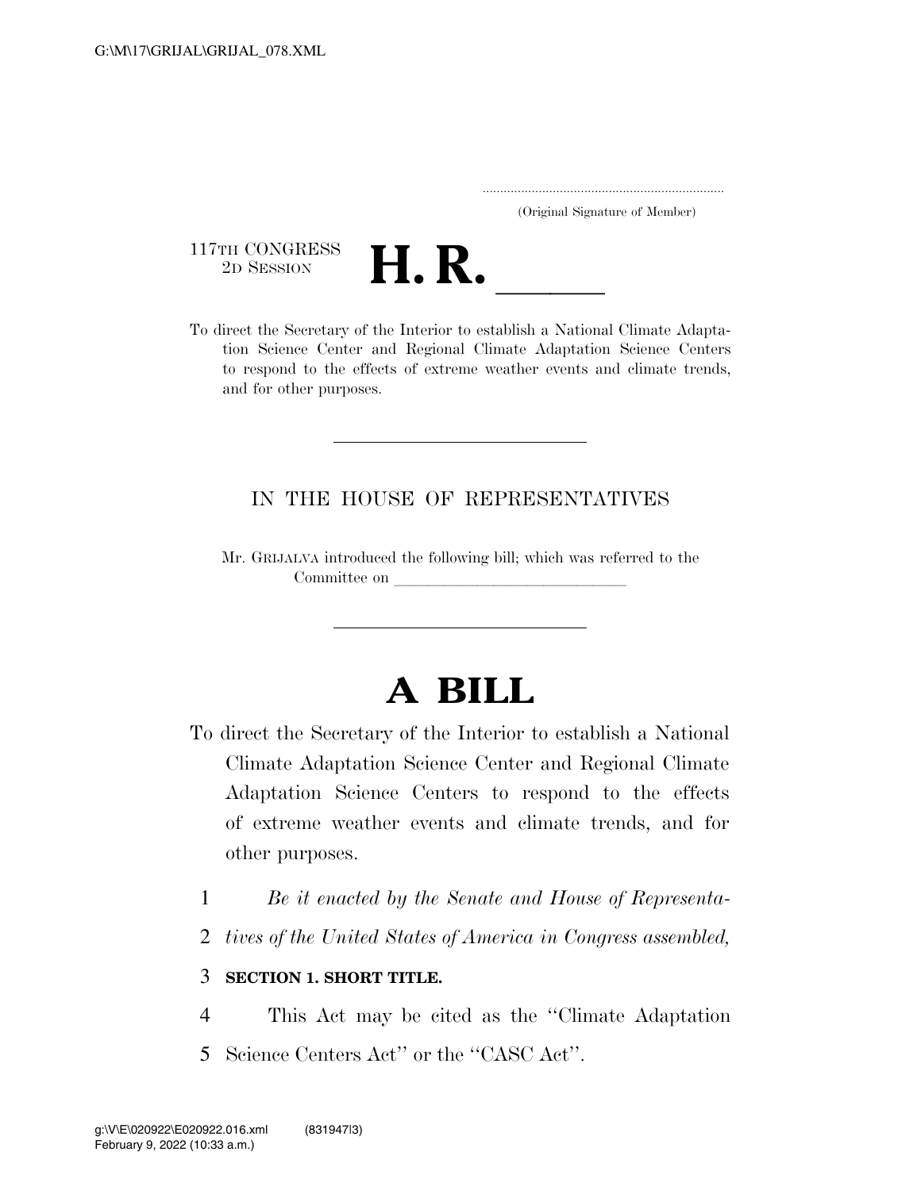(Original Signature of Member)

117TH CONGRESS
2D SESSION

# H. R. ______

To direct the Secretary of the Interior to establish a National Climate Adaptation Science Center and Regional Climate Adaptation Science Centers to respond to the effects of extreme weather events and climate trends, and for other purposes.

---

IN THE HOUSE OF REPRESENTATIVES

Mr. GRIJALVA introduced the following bill; which was referred to the Committee on ______________________________

---

# A BILL

To direct the Secretary of the Interior to establish a National Climate Adaptation Science Center and Regional Climate Adaptation Science Centers to respond to the effects of extreme weather events and climate trends, and for other purposes.

1 *Be it enacted by the Senate and House of Representa-*
2 *tives of the United States of America in Congress assembled,*

3 **SECTION 1. SHORT TITLE.**

4 This Act may be cited as the ''Climate Adaptation
5 Science Centers Act'' or the ''CASC Act''.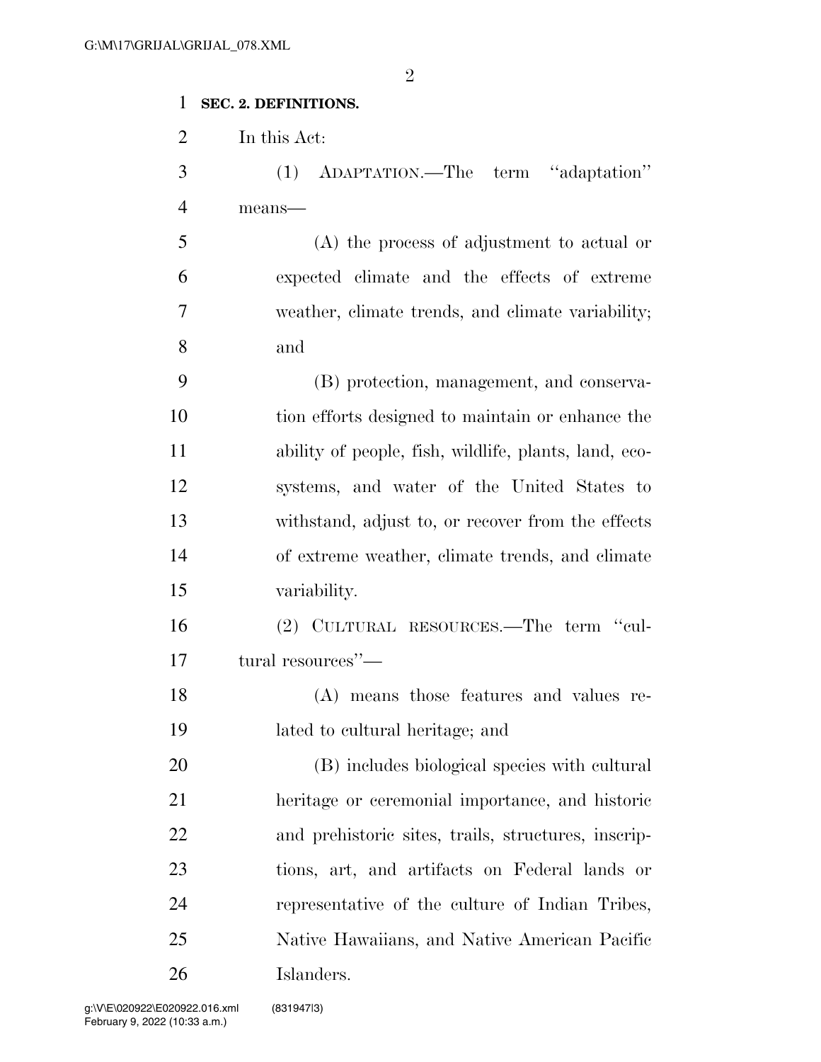**SEC. 2. DEFINITIONS.**

In this Act:

(1) ADAPTATION.—The term "adaptation" means—

(A) the process of adjustment to actual or expected climate and the effects of extreme weather, climate trends, and climate variability; and

(B) protection, management, and conservation efforts designed to maintain or enhance the ability of people, fish, wildlife, plants, land, ecosystems, and water of the United States to withstand, adjust to, or recover from the effects of extreme weather, climate trends, and climate variability.

(2) CULTURAL RESOURCES.—The term "cultural resources"—

(A) means those features and values related to cultural heritage; and

(B) includes biological species with cultural heritage or ceremonial importance, and historic and prehistoric sites, trails, structures, inscriptions, art, and artifacts on Federal lands or representative of the culture of Indian Tribes, Native Hawaiians, and Native American Pacific Islanders.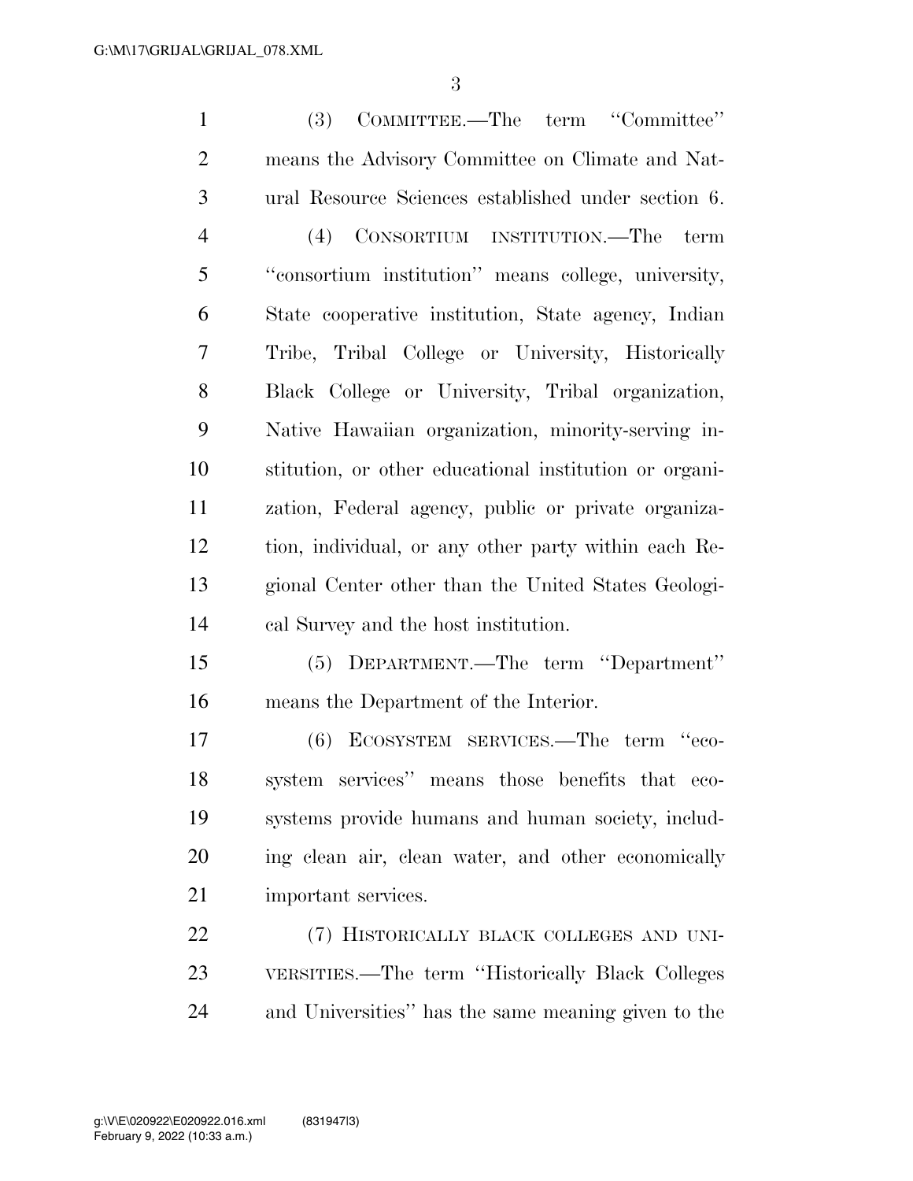(3) COMMITTEE.—The term ''Committee'' means the Advisory Committee on Climate and Natural Resource Sciences established under section 6.

(4) CONSORTIUM INSTITUTION.—The term ''consortium institution'' means college, university, State cooperative institution, State agency, Indian Tribe, Tribal College or University, Historically Black College or University, Tribal organization, Native Hawaiian organization, minority-serving institution, or other educational institution or organization, Federal agency, public or private organization, individual, or any other party within each Regional Center other than the United States Geological Survey and the host institution.

(5) DEPARTMENT.—The term ''Department'' means the Department of the Interior.

(6) ECOSYSTEM SERVICES.—The term ''ecosystem services'' means those benefits that ecosystems provide humans and human society, including clean air, clean water, and other economically important services.

(7) HISTORICALLY BLACK COLLEGES AND UNIVERSITIES.—The term ''Historically Black Colleges and Universities'' has the same meaning given to the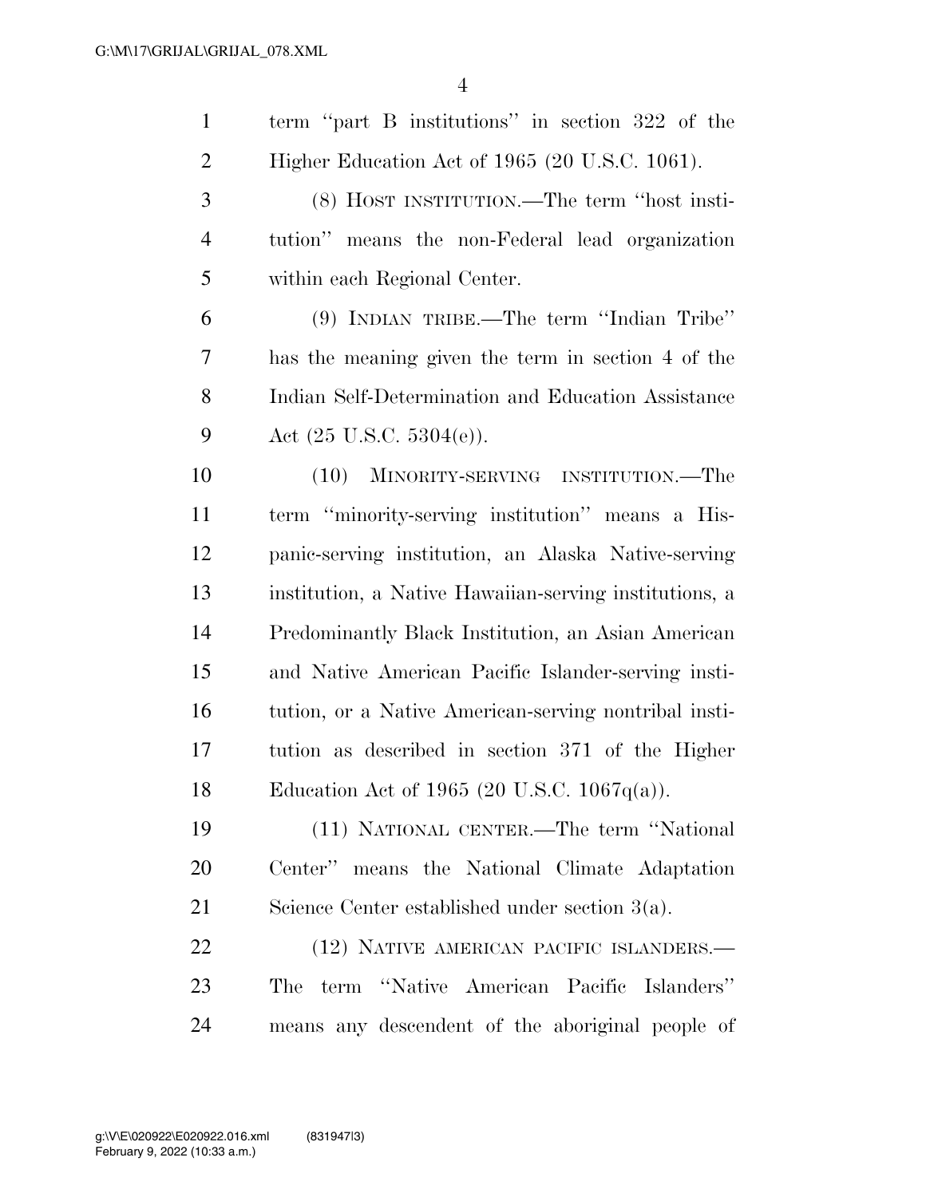term "part B institutions" in section 322 of the Higher Education Act of 1965 (20 U.S.C. 1061).

(8) HOST INSTITUTION.—The term "host institution" means the non-Federal lead organization within each Regional Center.

(9) INDIAN TRIBE.—The term "Indian Tribe" has the meaning given the term in section 4 of the Indian Self-Determination and Education Assistance Act (25 U.S.C. 5304(e)).

(10) MINORITY-SERVING INSTITUTION.—The term "minority-serving institution" means a Hispanic-serving institution, an Alaska Native-serving institution, a Native Hawaiian-serving institutions, a Predominantly Black Institution, an Asian American and Native American Pacific Islander-serving institution, or a Native American-serving nontribal institution as described in section 371 of the Higher Education Act of 1965 (20 U.S.C. 1067q(a)).

(11) NATIONAL CENTER.—The term "National Center" means the National Climate Adaptation Science Center established under section 3(a).

(12) NATIVE AMERICAN PACIFIC ISLANDERS.—The term "Native American Pacific Islanders" means any descendent of the aboriginal people of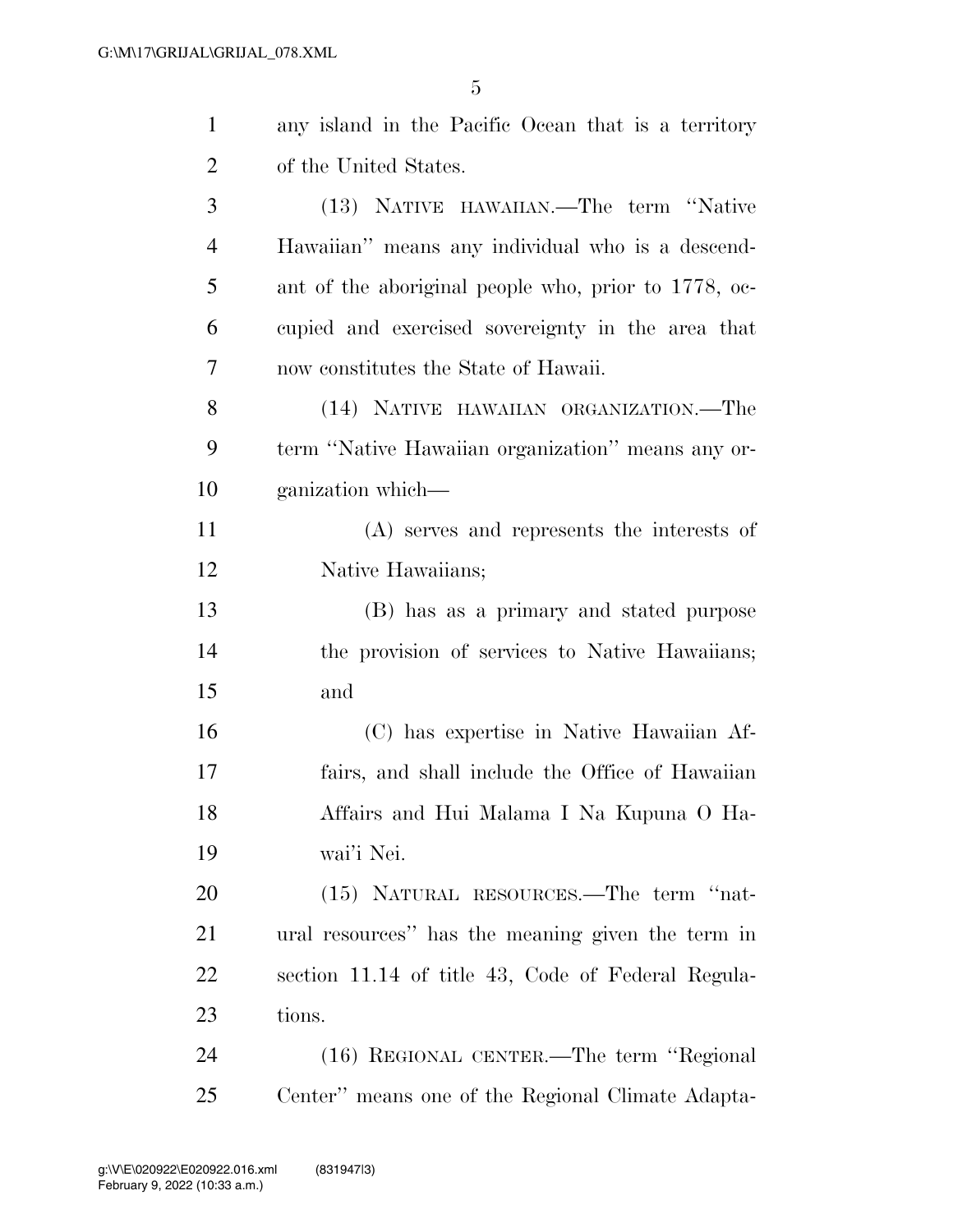any island in the Pacific Ocean that is a territory of the United States.

(13) NATIVE HAWAIIAN.—The term "Native Hawaiian" means any individual who is a descendant of the aboriginal people who, prior to 1778, occupied and exercised sovereignty in the area that now constitutes the State of Hawaii.

(14) NATIVE HAWAIIAN ORGANIZATION.—The term "Native Hawaiian organization" means any organization which—

(A) serves and represents the interests of Native Hawaiians;

(B) has as a primary and stated purpose the provision of services to Native Hawaiians; and

(C) has expertise in Native Hawaiian Affairs, and shall include the Office of Hawaiian Affairs and Hui Malama I Na Kupuna O Hawai'i Nei.

(15) NATURAL RESOURCES.—The term "natural resources" has the meaning given the term in section 11.14 of title 43, Code of Federal Regulations.

(16) REGIONAL CENTER.—The term "Regional Center" means one of the Regional Climate Adapta-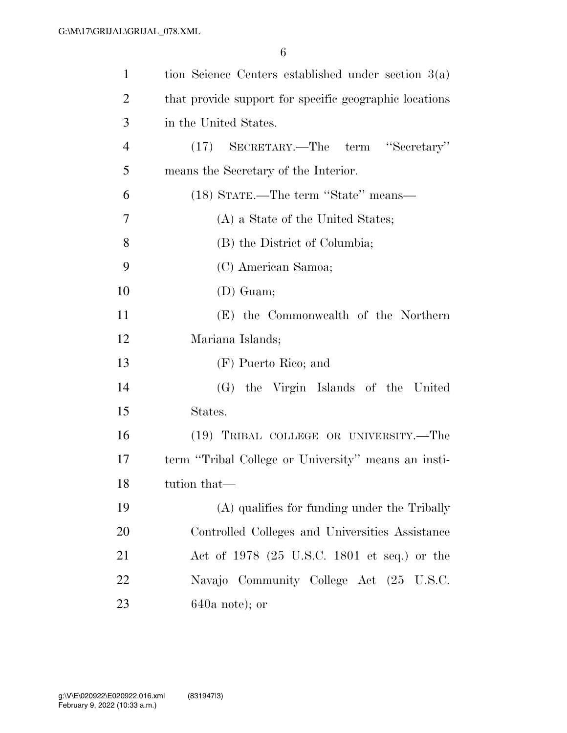tion Science Centers established under section 3(a) that provide support for specific geographic locations in the United States.

(17) SECRETARY.—The term ''Secretary'' means the Secretary of the Interior.

(18) STATE.—The term ''State'' means—

(A) a State of the United States;

(B) the District of Columbia;

(C) American Samoa;

(D) Guam;

(E) the Commonwealth of the Northern Mariana Islands;

(F) Puerto Rico; and

(G) the Virgin Islands of the United States.

(19) TRIBAL COLLEGE OR UNIVERSITY.—The term ''Tribal College or University'' means an institution that—

(A) qualifies for funding under the Tribally Controlled Colleges and Universities Assistance Act of 1978 (25 U.S.C. 1801 et seq.) or the Navajo Community College Act (25 U.S.C. 640a note); or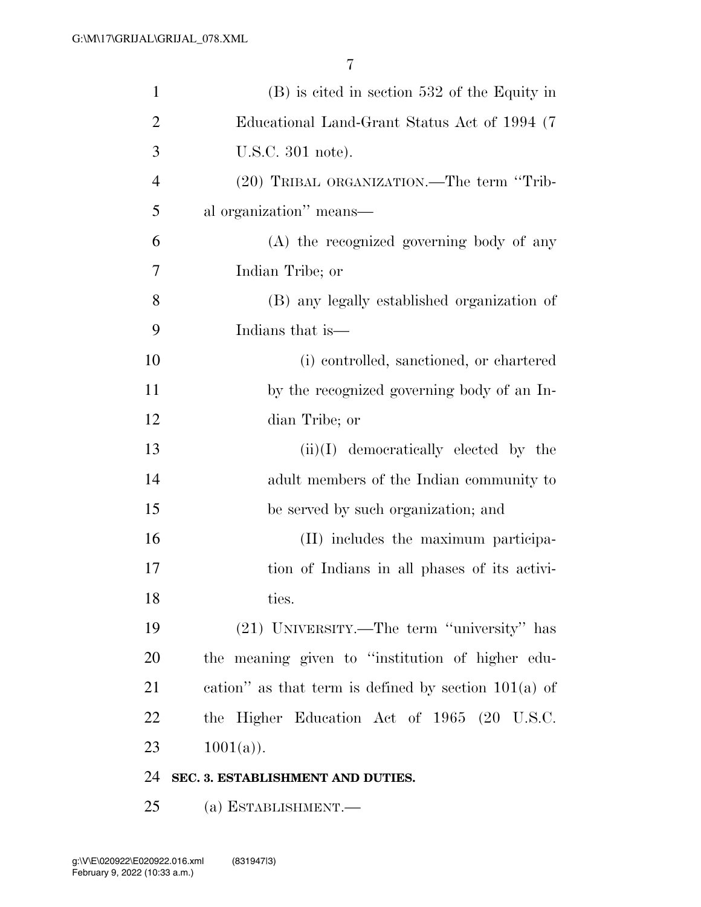(B) is cited in section 532 of the Equity in Educational Land-Grant Status Act of 1994 (7 U.S.C. 301 note).

(20) TRIBAL ORGANIZATION.—The term ''Tribal organization'' means—

(A) the recognized governing body of any Indian Tribe; or

(B) any legally established organization of Indians that is—

(i) controlled, sanctioned, or chartered by the recognized governing body of an Indian Tribe; or

(ii)(I) democratically elected by the adult members of the Indian community to be served by such organization; and

(II) includes the maximum participation of Indians in all phases of its activities.

(21) UNIVERSITY.—The term ''university'' has the meaning given to ''institution of higher education'' as that term is defined by section 101(a) of the Higher Education Act of 1965 (20 U.S.C. 1001(a)).

**SEC. 3. ESTABLISHMENT AND DUTIES.**

(a) ESTABLISHMENT.—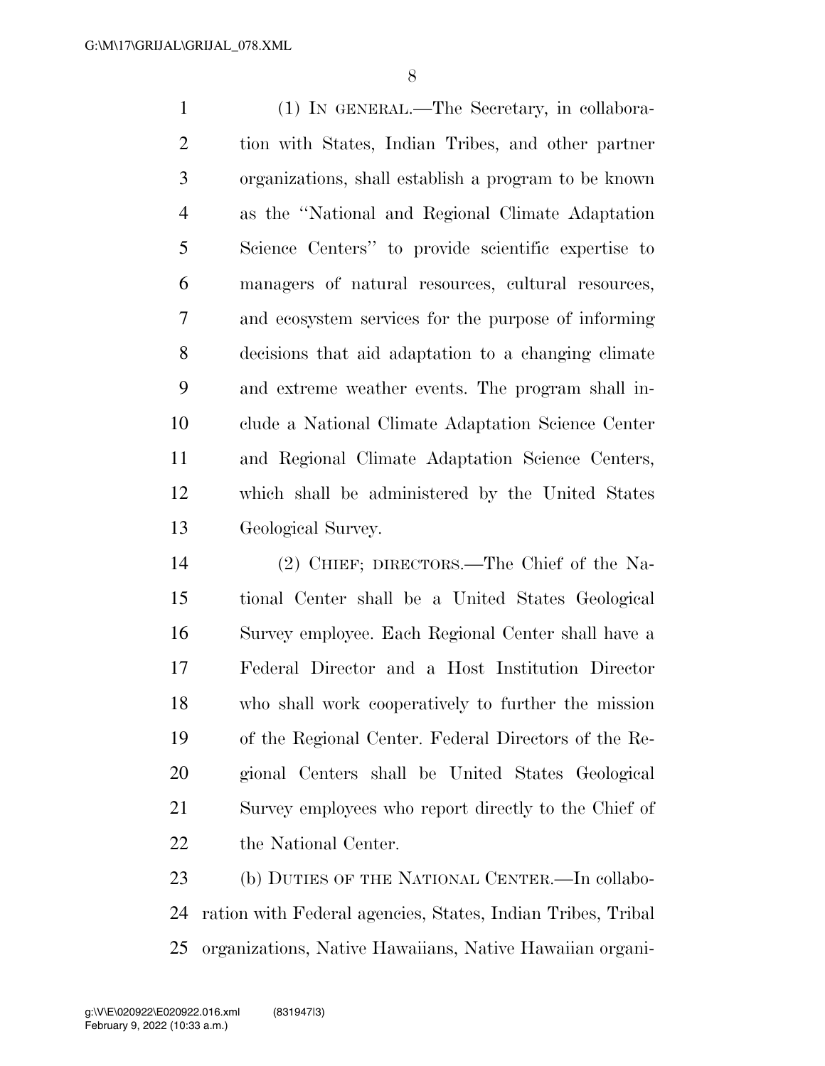(1) IN GENERAL.—The Secretary, in collaboration with States, Indian Tribes, and other partner organizations, shall establish a program to be known as the "National and Regional Climate Adaptation Science Centers" to provide scientific expertise to managers of natural resources, cultural resources, and ecosystem services for the purpose of informing decisions that aid adaptation to a changing climate and extreme weather events. The program shall include a National Climate Adaptation Science Center and Regional Climate Adaptation Science Centers, which shall be administered by the United States Geological Survey.

(2) CHIEF; DIRECTORS.—The Chief of the National Center shall be a United States Geological Survey employee. Each Regional Center shall have a Federal Director and a Host Institution Director who shall work cooperatively to further the mission of the Regional Center. Federal Directors of the Regional Centers shall be United States Geological Survey employees who report directly to the Chief of the National Center.

(b) DUTIES OF THE NATIONAL CENTER.—In collaboration with Federal agencies, States, Indian Tribes, Tribal organizations, Native Hawaiians, Native Hawaiian organi-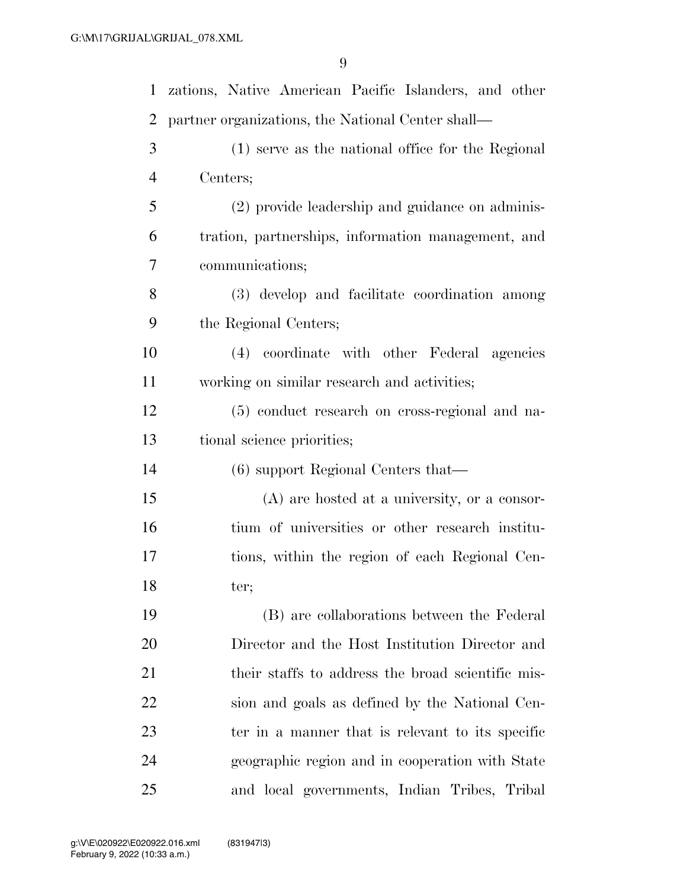zations, Native American Pacific Islanders, and other partner organizations, the National Center shall—

(1) serve as the national office for the Regional Centers;

(2) provide leadership and guidance on administration, partnerships, information management, and communications;

(3) develop and facilitate coordination among the Regional Centers;

(4) coordinate with other Federal agencies working on similar research and activities;

(5) conduct research on cross-regional and national science priorities;

(6) support Regional Centers that—

(A) are hosted at a university, or a consortium of universities or other research institutions, within the region of each Regional Center;

(B) are collaborations between the Federal Director and the Host Institution Director and their staffs to address the broad scientific mission and goals as defined by the National Center in a manner that is relevant to its specific geographic region and in cooperation with State and local governments, Indian Tribes, Tribal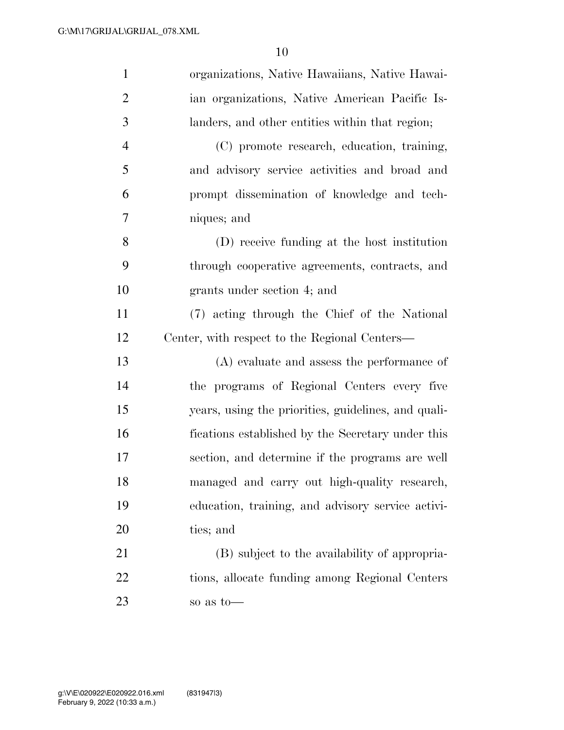organizations, Native Hawaiians, Native Hawaiian organizations, Native American Pacific Islanders, and other entities within that region;

(C) promote research, education, training, and advisory service activities and broad and prompt dissemination of knowledge and techniques; and

(D) receive funding at the host institution through cooperative agreements, contracts, and grants under section 4; and

(7) acting through the Chief of the National Center, with respect to the Regional Centers—

(A) evaluate and assess the performance of the programs of Regional Centers every five years, using the priorities, guidelines, and qualifications established by the Secretary under this section, and determine if the programs are well managed and carry out high-quality research, education, training, and advisory service activities; and

(B) subject to the availability of appropriations, allocate funding among Regional Centers so as to—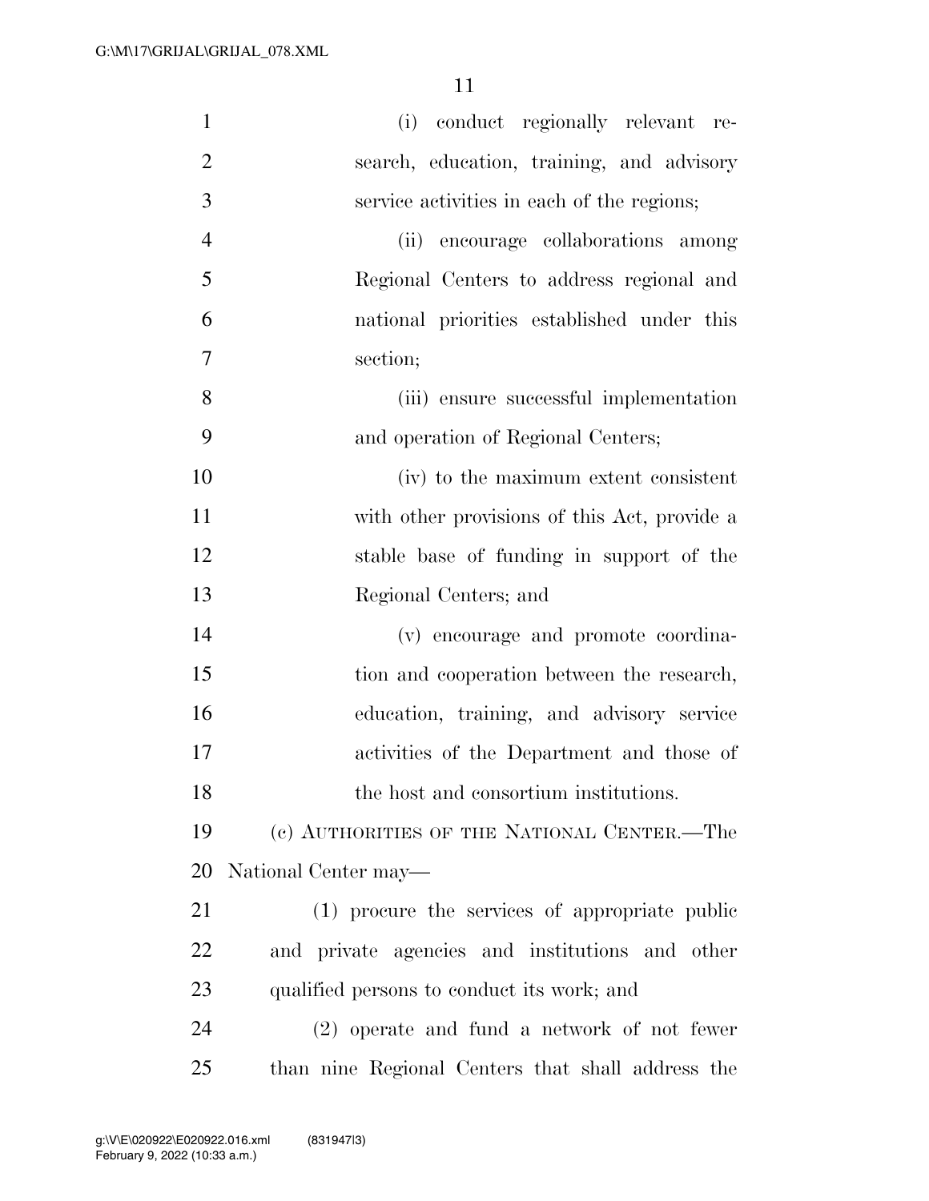(i) conduct regionally relevant research, education, training, and advisory service activities in each of the regions;

(ii) encourage collaborations among Regional Centers to address regional and national priorities established under this section;

(iii) ensure successful implementation and operation of Regional Centers;

(iv) to the maximum extent consistent with other provisions of this Act, provide a stable base of funding in support of the Regional Centers; and

(v) encourage and promote coordination and cooperation between the research, education, training, and advisory service activities of the Department and those of the host and consortium institutions.

(c) AUTHORITIES OF THE NATIONAL CENTER.—The National Center may—

(1) procure the services of appropriate public and private agencies and institutions and other qualified persons to conduct its work; and

(2) operate and fund a network of not fewer than nine Regional Centers that shall address the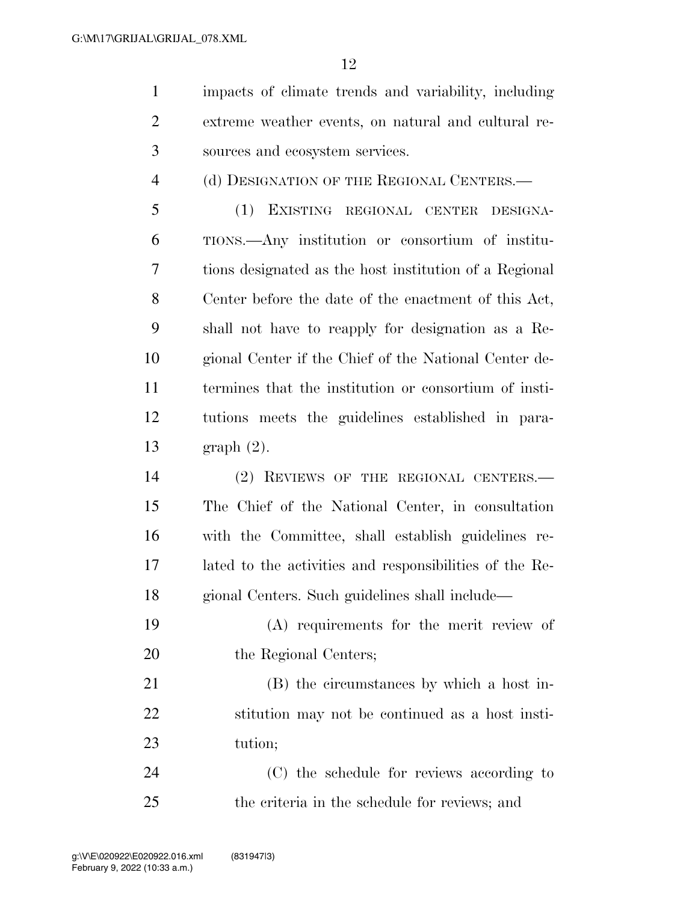impacts of climate trends and variability, including extreme weather events, on natural and cultural resources and ecosystem services.

(d) DESIGNATION OF THE REGIONAL CENTERS.—

(1) EXISTING REGIONAL CENTER DESIGNATIONS.—Any institution or consortium of institutions designated as the host institution of a Regional Center before the date of the enactment of this Act, shall not have to reapply for designation as a Regional Center if the Chief of the National Center determines that the institution or consortium of institutions meets the guidelines established in paragraph (2).

(2) REVIEWS OF THE REGIONAL CENTERS.—The Chief of the National Center, in consultation with the Committee, shall establish guidelines related to the activities and responsibilities of the Regional Centers. Such guidelines shall include—

(A) requirements for the merit review of the Regional Centers;

(B) the circumstances by which a host institution may not be continued as a host institution;

(C) the schedule for reviews according to the criteria in the schedule for reviews; and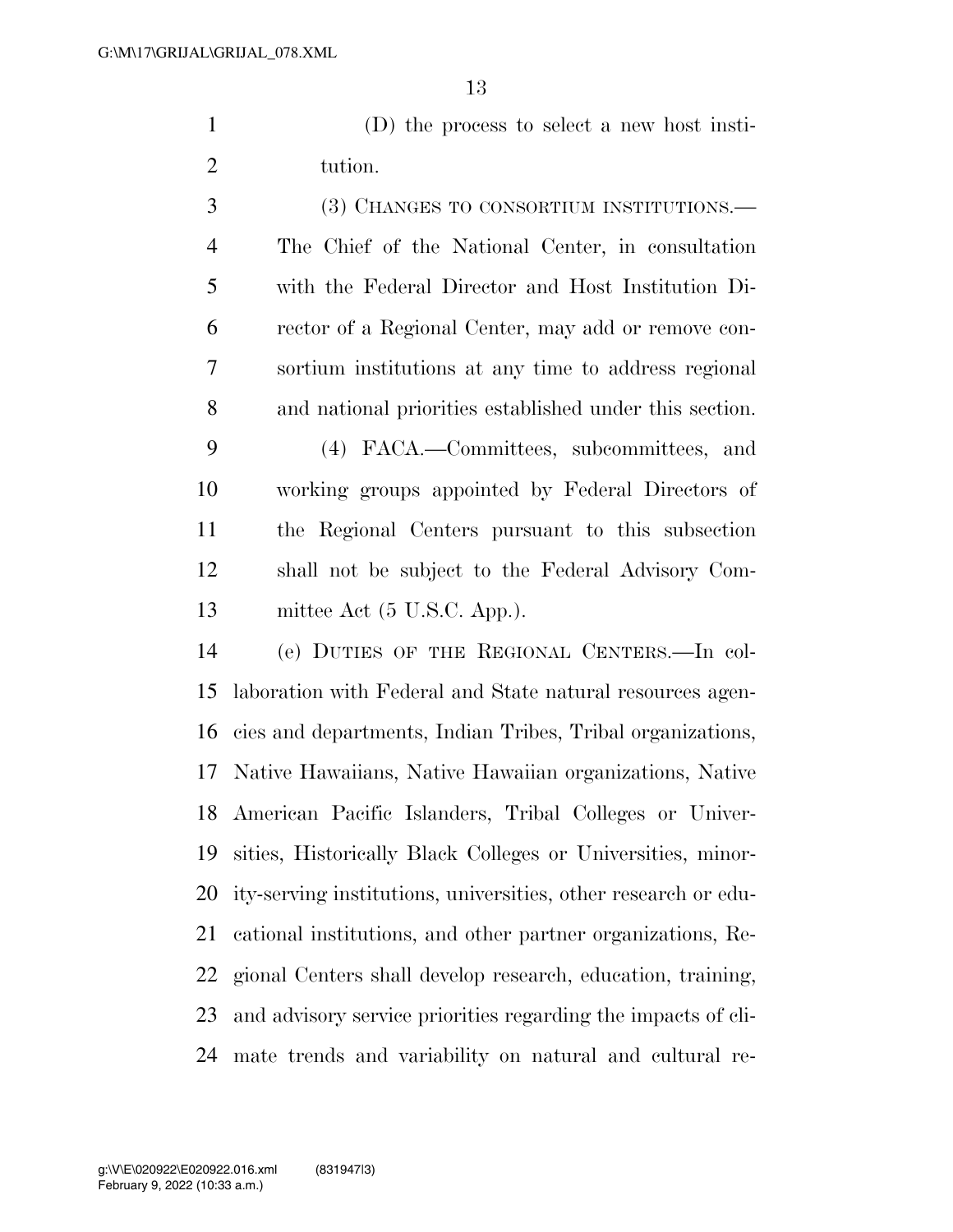(D) the process to select a new host institution.

(3) CHANGES TO CONSORTIUM INSTITUTIONS.—The Chief of the National Center, in consultation with the Federal Director and Host Institution Director of a Regional Center, may add or remove consortium institutions at any time to address regional and national priorities established under this section.

(4) FACA.—Committees, subcommittees, and working groups appointed by Federal Directors of the Regional Centers pursuant to this subsection shall not be subject to the Federal Advisory Committee Act (5 U.S.C. App.).

(e) DUTIES OF THE REGIONAL CENTERS.—In collaboration with Federal and State natural resources agencies and departments, Indian Tribes, Tribal organizations, Native Hawaiians, Native Hawaiian organizations, Native American Pacific Islanders, Tribal Colleges or Universities, Historically Black Colleges or Universities, minority-serving institutions, universities, other research or educational institutions, and other partner organizations, Regional Centers shall develop research, education, training, and advisory service priorities regarding the impacts of climate trends and variability on natural and cultural re-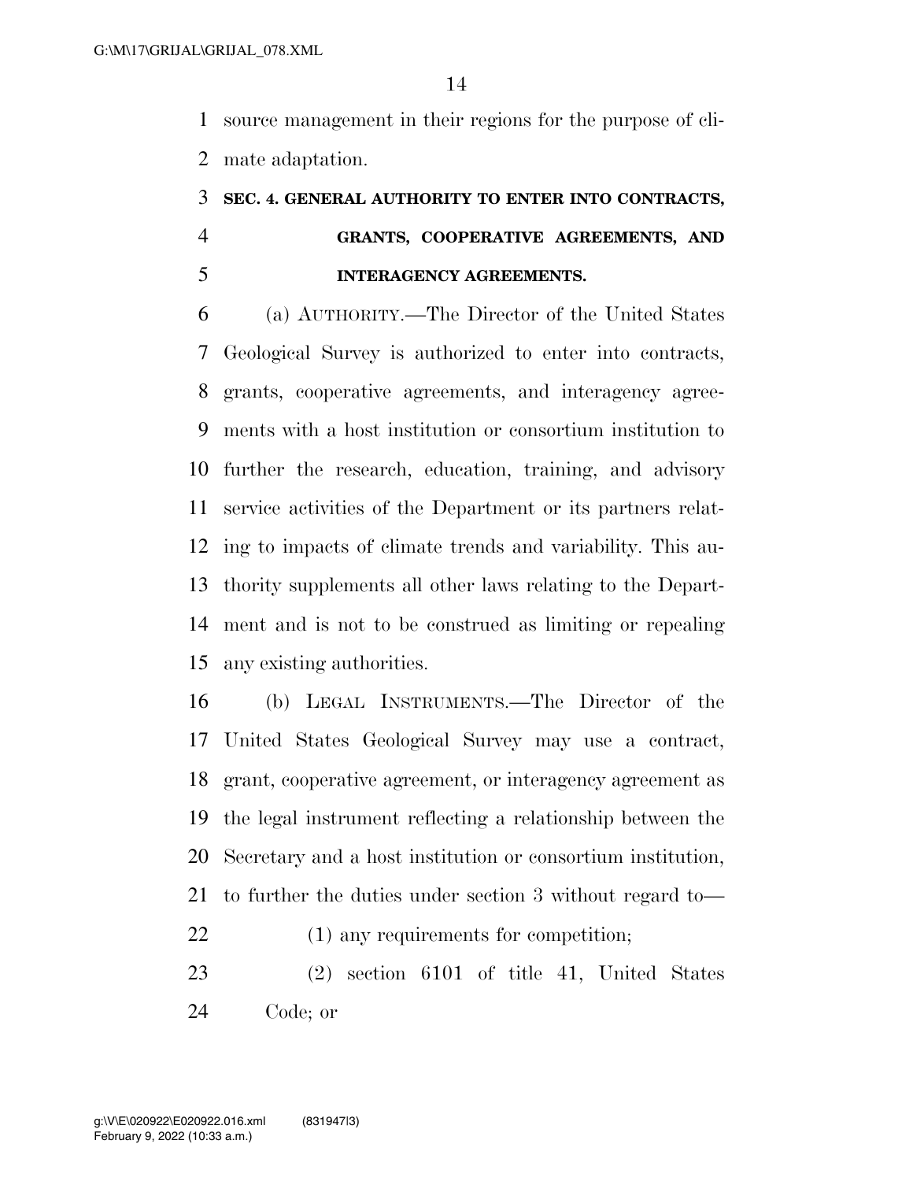source management in their regions for the purpose of climate adaptation.

## SEC. 4. GENERAL AUTHORITY TO ENTER INTO CONTRACTS, GRANTS, COOPERATIVE AGREEMENTS, AND INTERAGENCY AGREEMENTS.

(a) AUTHORITY.—The Director of the United States Geological Survey is authorized to enter into contracts, grants, cooperative agreements, and interagency agreements with a host institution or consortium institution to further the research, education, training, and advisory service activities of the Department or its partners relating to impacts of climate trends and variability. This authority supplements all other laws relating to the Department and is not to be construed as limiting or repealing any existing authorities.

(b) LEGAL INSTRUMENTS.—The Director of the United States Geological Survey may use a contract, grant, cooperative agreement, or interagency agreement as the legal instrument reflecting a relationship between the Secretary and a host institution or consortium institution, to further the duties under section 3 without regard to—

(1) any requirements for competition;

(2) section 6101 of title 41, United States Code; or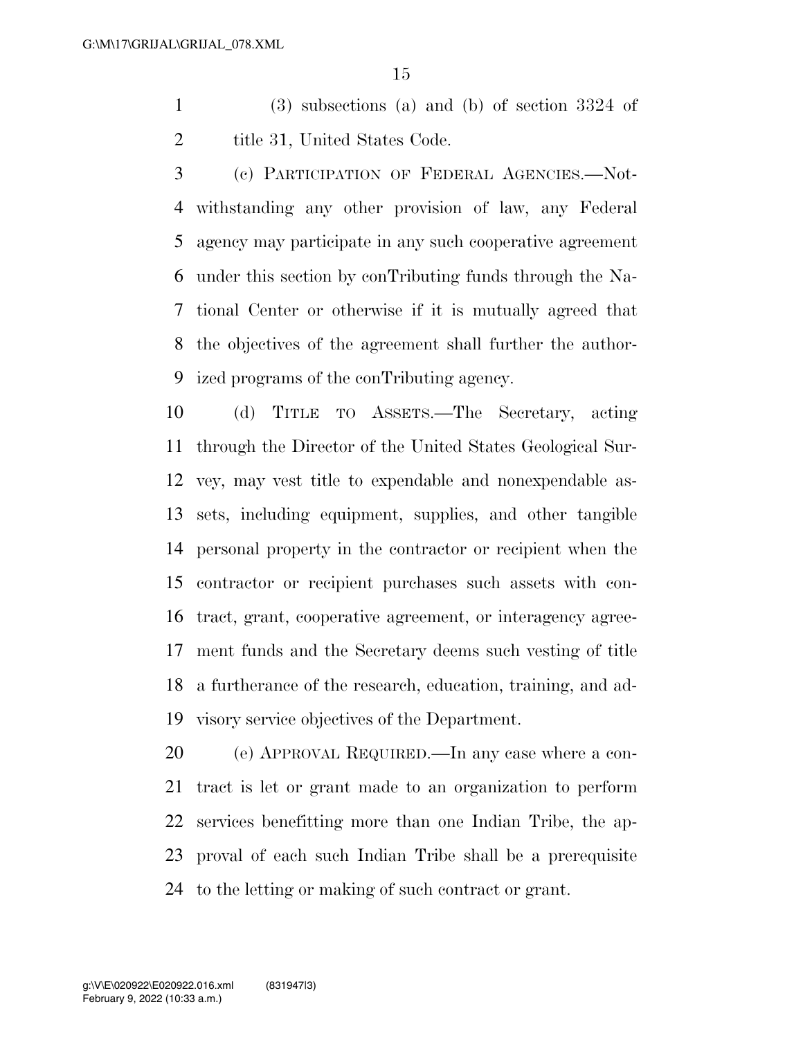(3) subsections (a) and (b) of section 3324 of title 31, United States Code.

(c) PARTICIPATION OF FEDERAL AGENCIES.—Notwithstanding any other provision of law, any Federal agency may participate in any such cooperative agreement under this section by conTributing funds through the National Center or otherwise if it is mutually agreed that the objectives of the agreement shall further the authorized programs of the conTributing agency.

(d) TITLE TO ASSETS.—The Secretary, acting through the Director of the United States Geological Survey, may vest title to expendable and nonexpendable assets, including equipment, supplies, and other tangible personal property in the contractor or recipient when the contractor or recipient purchases such assets with contract, grant, cooperative agreement, or interagency agreement funds and the Secretary deems such vesting of title a furtherance of the research, education, training, and advisory service objectives of the Department.

(e) APPROVAL REQUIRED.—In any case where a contract is let or grant made to an organization to perform services benefitting more than one Indian Tribe, the approval of each such Indian Tribe shall be a prerequisite to the letting or making of such contract or grant.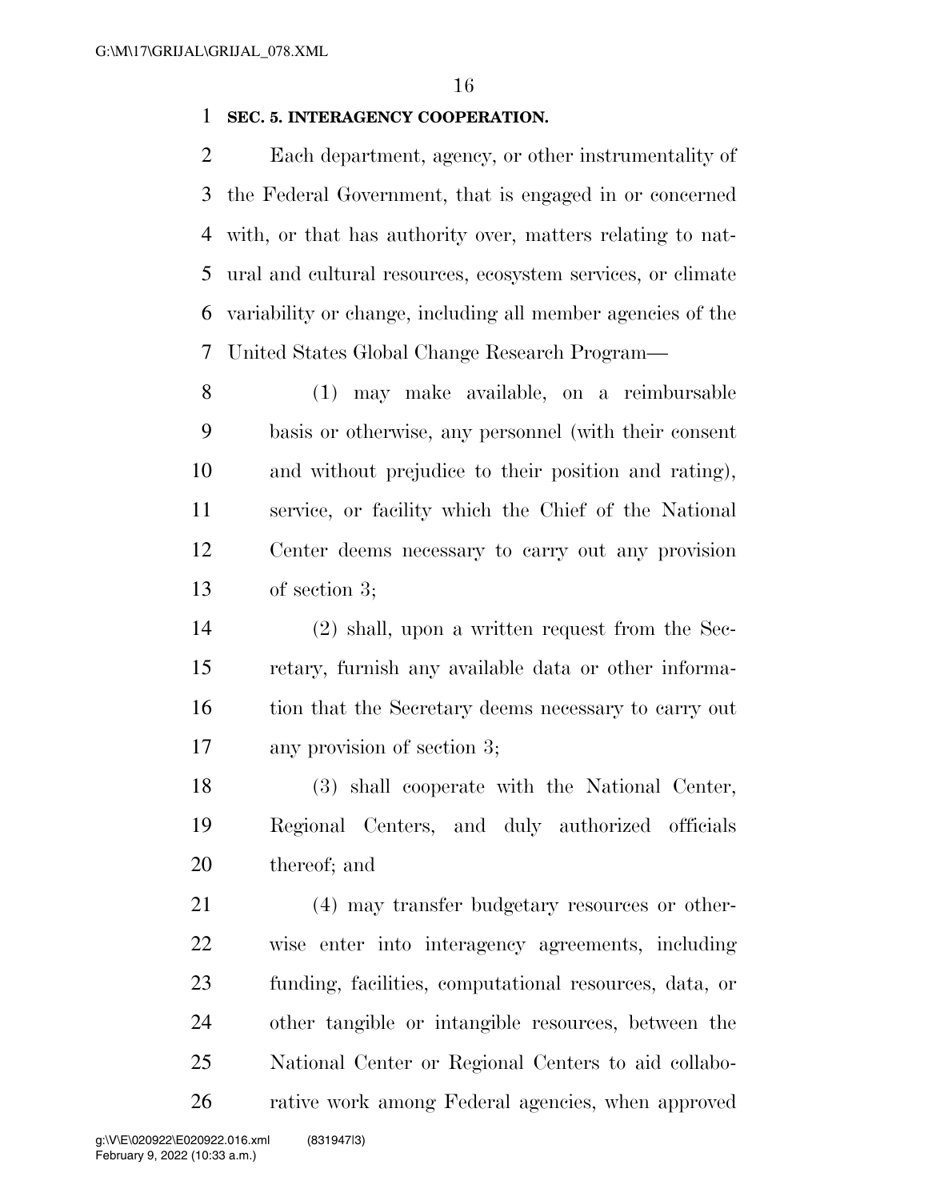**SEC. 5. INTERAGENCY COOPERATION.**

Each department, agency, or other instrumentality of the Federal Government, that is engaged in or concerned with, or that has authority over, matters relating to natural and cultural resources, ecosystem services, or climate variability or change, including all member agencies of the United States Global Change Research Program—

(1) may make available, on a reimbursable basis or otherwise, any personnel (with their consent and without prejudice to their position and rating), service, or facility which the Chief of the National Center deems necessary to carry out any provision of section 3;

(2) shall, upon a written request from the Secretary, furnish any available data or other information that the Secretary deems necessary to carry out any provision of section 3;

(3) shall cooperate with the National Center, Regional Centers, and duly authorized officials thereof; and

(4) may transfer budgetary resources or otherwise enter into interagency agreements, including funding, facilities, computational resources, data, or other tangible or intangible resources, between the National Center or Regional Centers to aid collaborative work among Federal agencies, when approved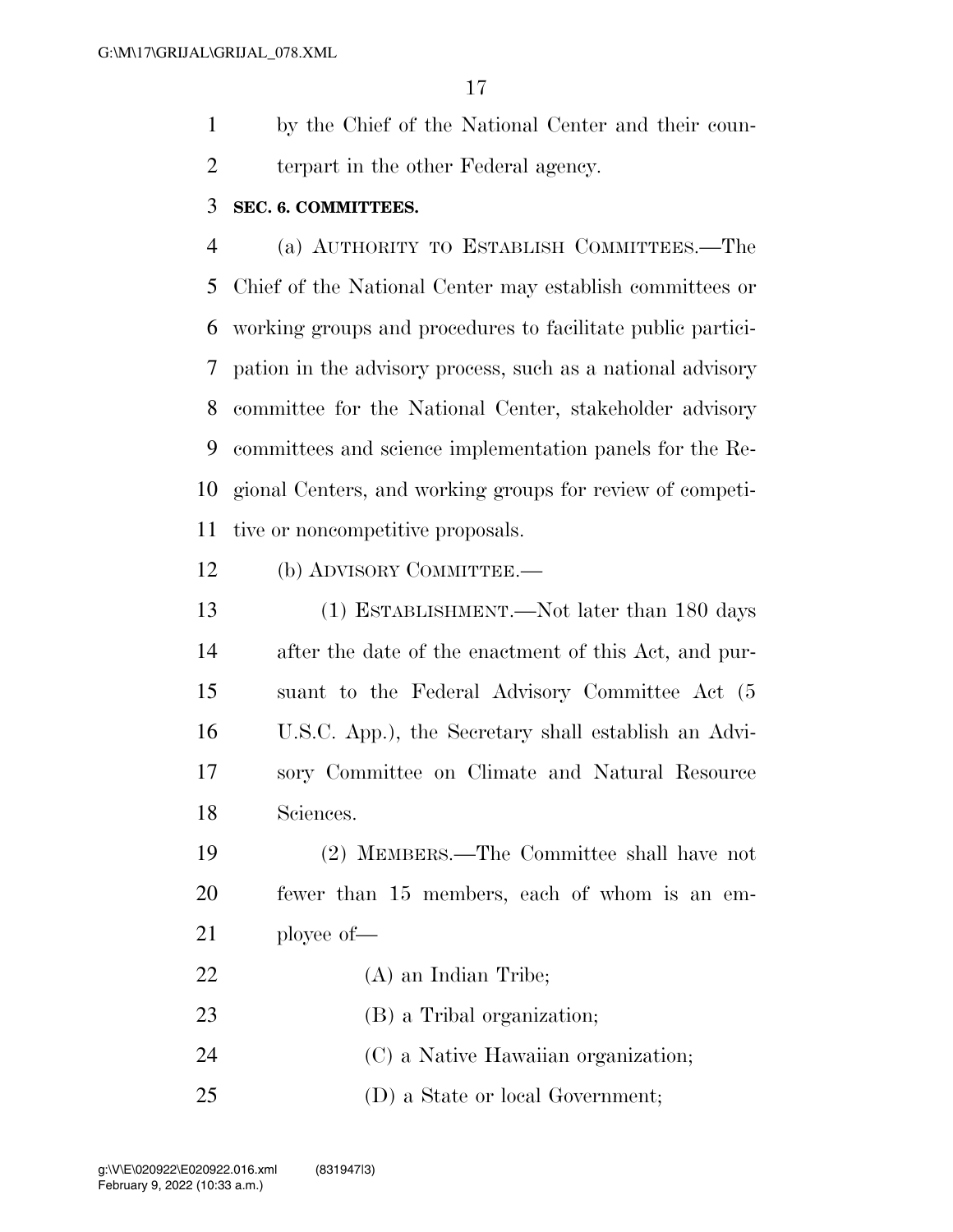by the Chief of the National Center and their counterpart in the other Federal agency.

**SEC. 6. COMMITTEES.**

(a) AUTHORITY TO ESTABLISH COMMITTEES.—The Chief of the National Center may establish committees or working groups and procedures to facilitate public participation in the advisory process, such as a national advisory committee for the National Center, stakeholder advisory committees and science implementation panels for the Regional Centers, and working groups for review of competitive or noncompetitive proposals.

(b) ADVISORY COMMITTEE.—

(1) ESTABLISHMENT.—Not later than 180 days after the date of the enactment of this Act, and pursuant to the Federal Advisory Committee Act (5 U.S.C. App.), the Secretary shall establish an Advisory Committee on Climate and Natural Resource Sciences.

(2) MEMBERS.—The Committee shall have not fewer than 15 members, each of whom is an employee of—

(A) an Indian Tribe;

(B) a Tribal organization;

(C) a Native Hawaiian organization;

(D) a State or local Government;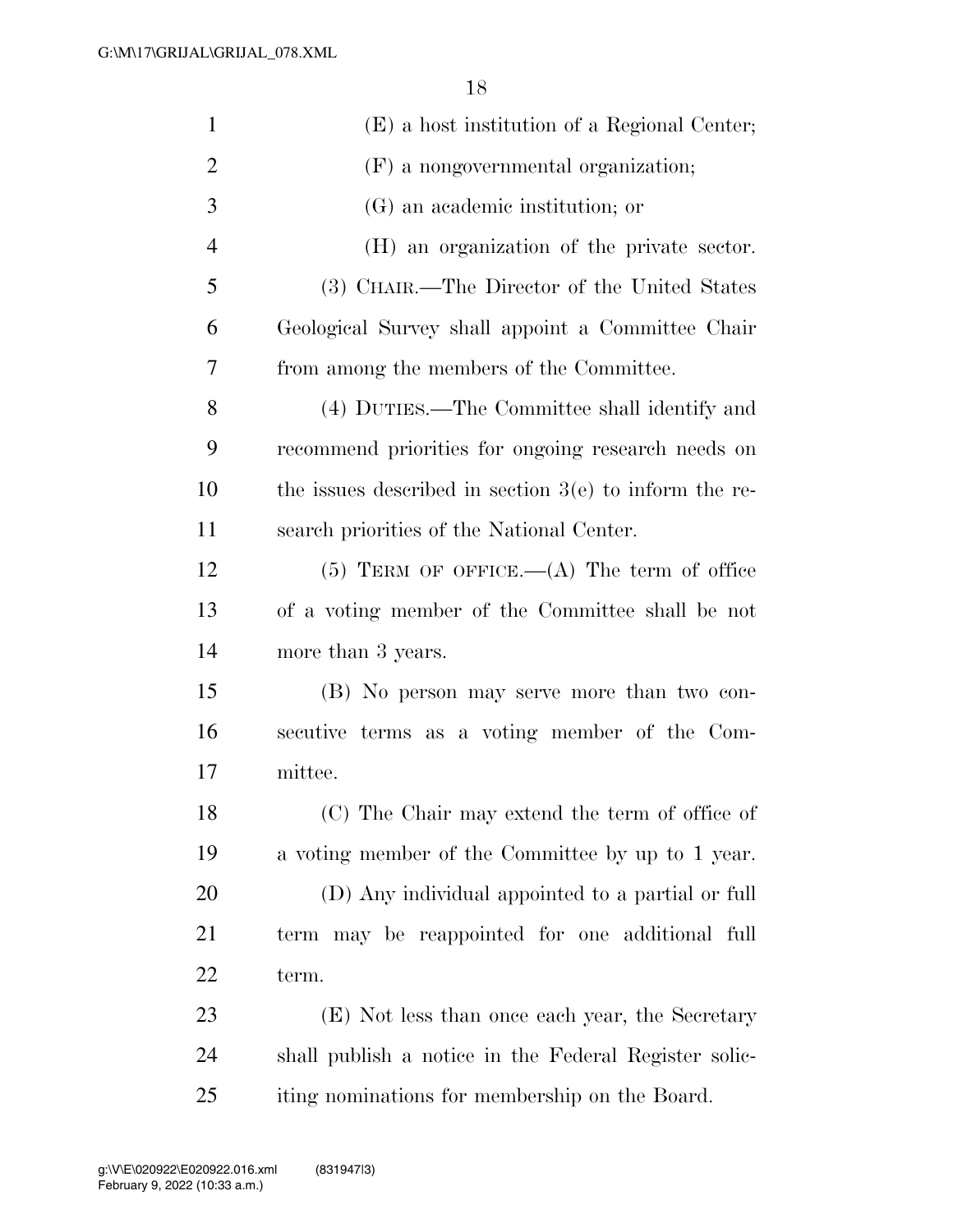(E) a host institution of a Regional Center;

(F) a nongovernmental organization;

(G) an academic institution; or

(H) an organization of the private sector.

(3) CHAIR.—The Director of the United States Geological Survey shall appoint a Committee Chair from among the members of the Committee.

(4) DUTIES.—The Committee shall identify and recommend priorities for ongoing research needs on the issues described in section 3(e) to inform the research priorities of the National Center.

(5) TERM OF OFFICE.—(A) The term of office of a voting member of the Committee shall be not more than 3 years.

(B) No person may serve more than two consecutive terms as a voting member of the Committee.

(C) The Chair may extend the term of office of a voting member of the Committee by up to 1 year.

(D) Any individual appointed to a partial or full term may be reappointed for one additional full term.

(E) Not less than once each year, the Secretary shall publish a notice in the Federal Register soliciting nominations for membership on the Board.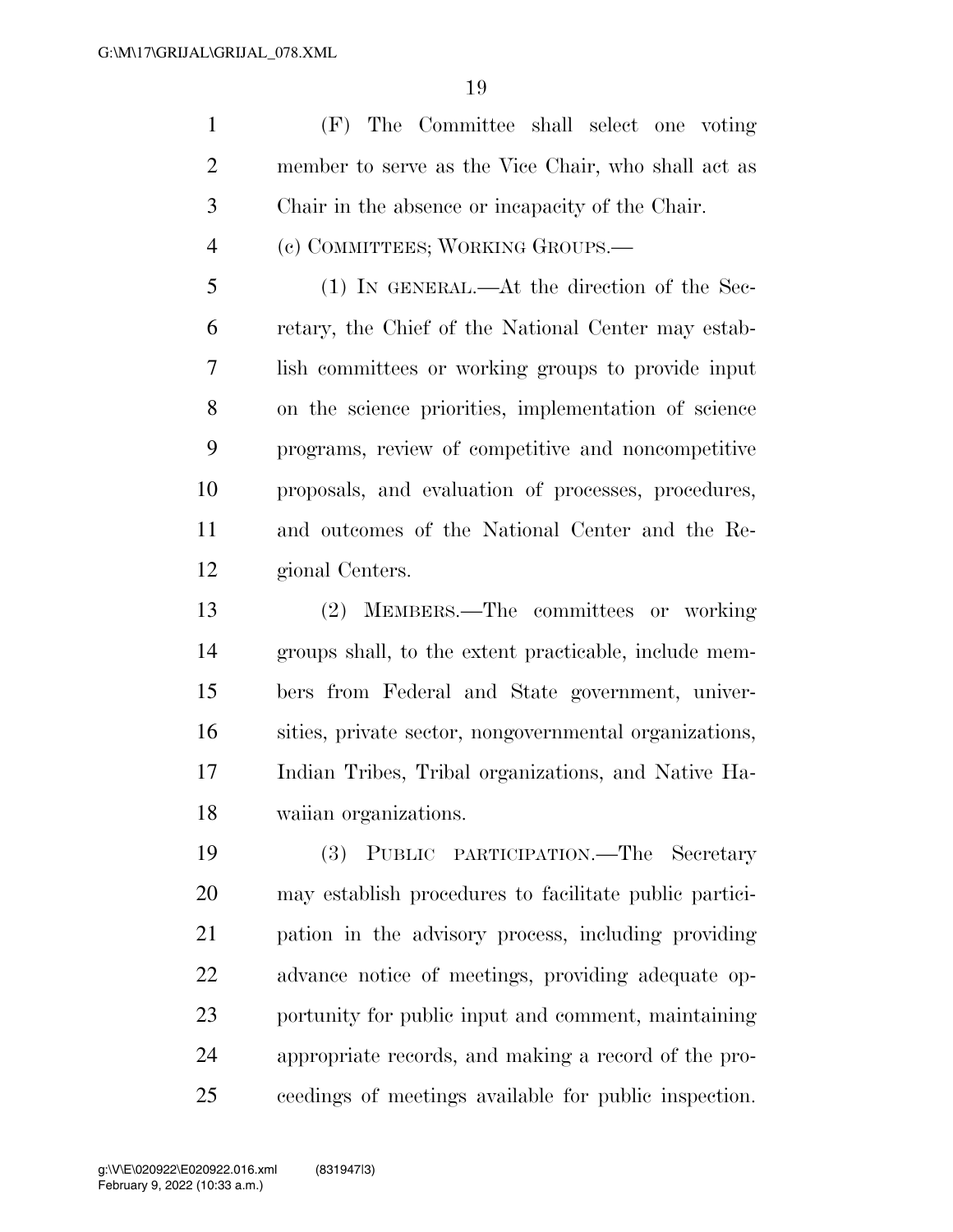(F) The Committee shall select one voting member to serve as the Vice Chair, who shall act as Chair in the absence or incapacity of the Chair.

(c) COMMITTEES; WORKING GROUPS.—

(1) IN GENERAL.—At the direction of the Secretary, the Chief of the National Center may establish committees or working groups to provide input on the science priorities, implementation of science programs, review of competitive and noncompetitive proposals, and evaluation of processes, procedures, and outcomes of the National Center and the Regional Centers.

(2) MEMBERS.—The committees or working groups shall, to the extent practicable, include members from Federal and State government, universities, private sector, nongovernmental organizations, Indian Tribes, Tribal organizations, and Native Hawaiian organizations.

(3) PUBLIC PARTICIPATION.—The Secretary may establish procedures to facilitate public participation in the advisory process, including providing advance notice of meetings, providing adequate opportunity for public input and comment, maintaining appropriate records, and making a record of the proceedings of meetings available for public inspection.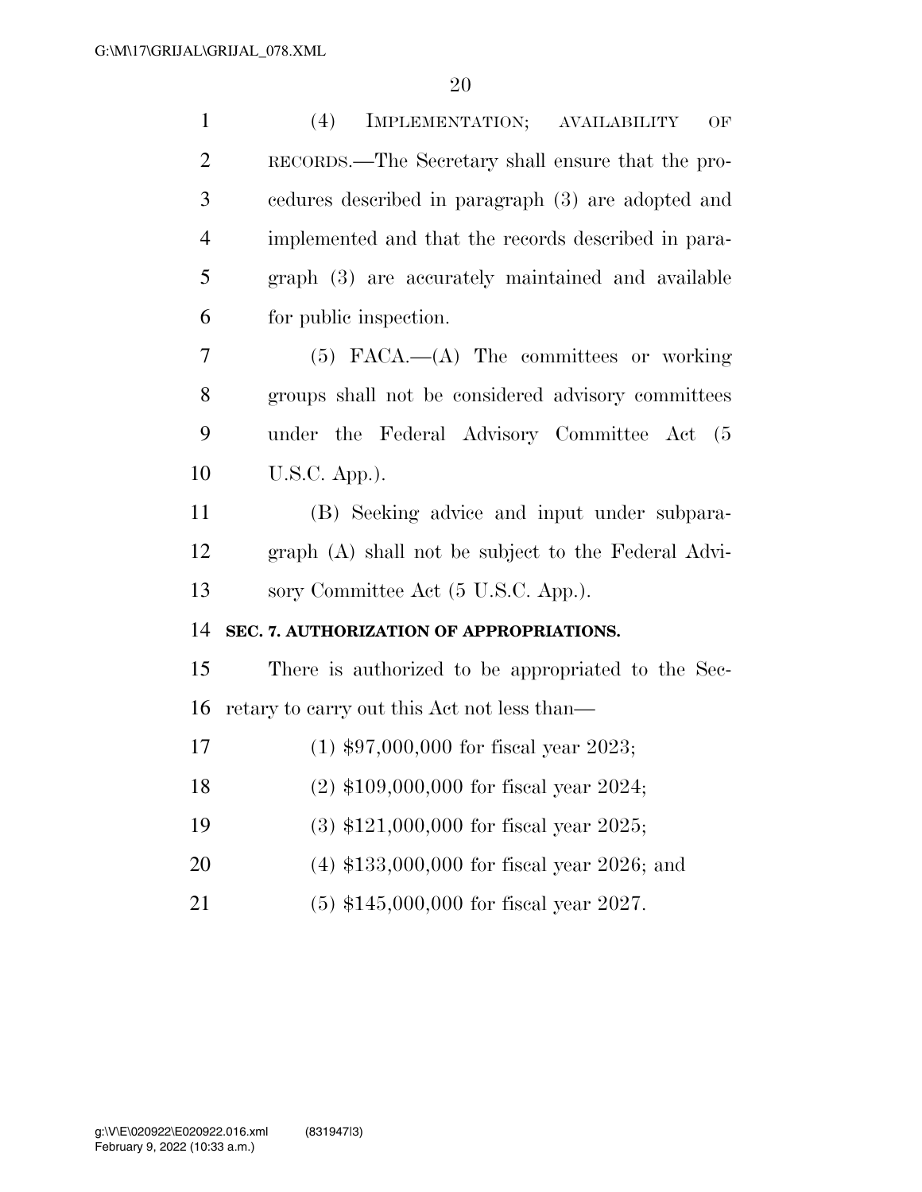(4) IMPLEMENTATION; AVAILABILITY OF RECORDS.—The Secretary shall ensure that the procedures described in paragraph (3) are adopted and implemented and that the records described in paragraph (3) are accurately maintained and available for public inspection.

(5) FACA.—(A) The committees or working groups shall not be considered advisory committees under the Federal Advisory Committee Act (5 U.S.C. App.).

(B) Seeking advice and input under subparagraph (A) shall not be subject to the Federal Advisory Committee Act (5 U.S.C. App.).

**SEC. 7. AUTHORIZATION OF APPROPRIATIONS.**

There is authorized to be appropriated to the Secretary to carry out this Act not less than—

(1) $97,000,000 for fiscal year 2023;

(2) $109,000,000 for fiscal year 2024;

(3) $121,000,000 for fiscal year 2025;

(4) $133,000,000 for fiscal year 2026; and

(5) $145,000,000 for fiscal year 2027.